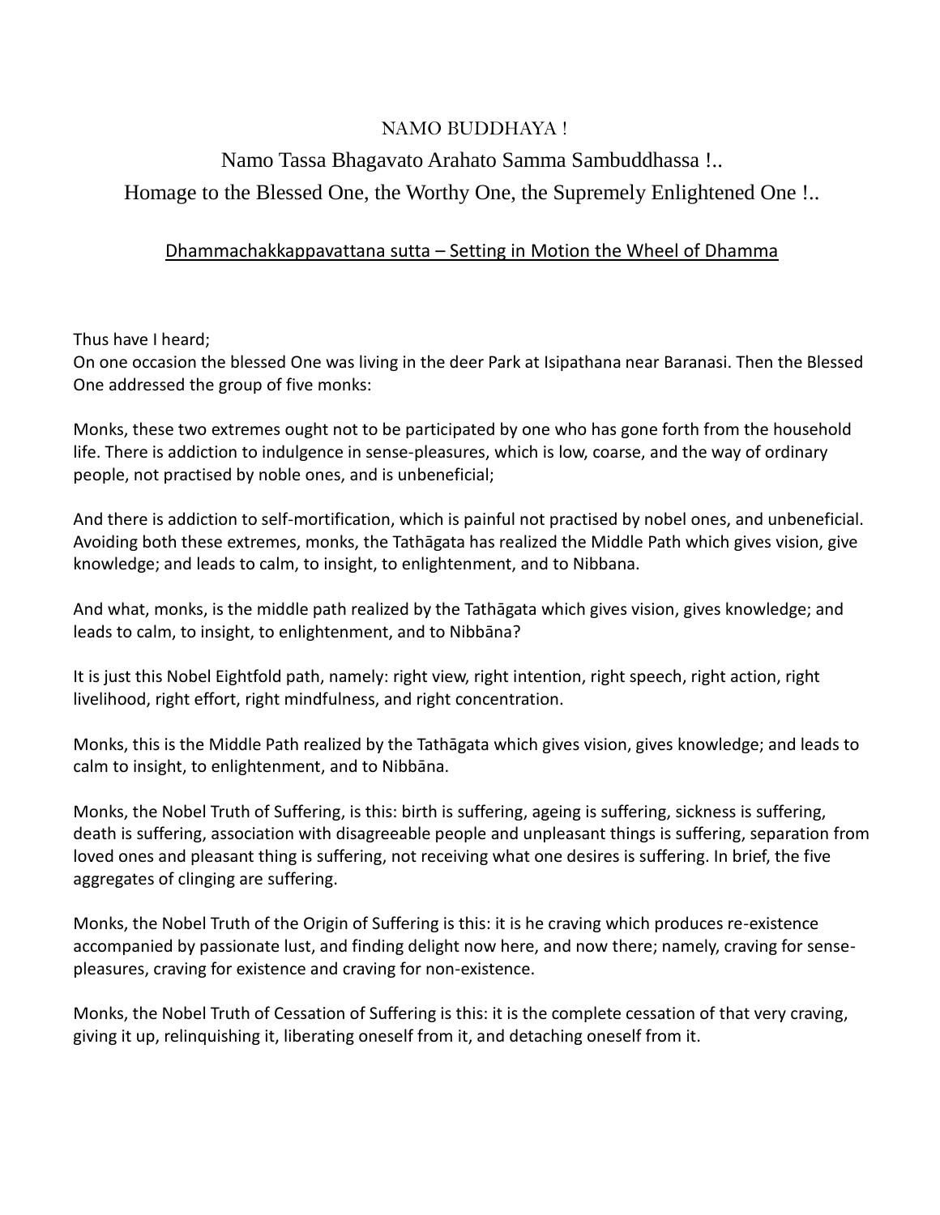NAMO BUDDHAYA !

Namo Tassa Bhagavato Arahato Samma Sambuddhassa !..

Homage to the Blessed One, the Worthy One, the Supremely Enlightened One !..

## Dhammachakkappavattana sutta – Setting in Motion the Wheel of Dhamma

Thus have I heard;
On one occasion the blessed One was living in the deer Park at Isipathana near Baranasi. Then the Blessed One addressed the group of five monks:

Monks, these two extremes ought not to be participated by one who has gone forth from the household life. There is addiction to indulgence in sense-pleasures, which is low, coarse, and the way of ordinary people, not practised by noble ones, and is unbeneficial;

And there is addiction to self-mortification, which is painful not practised by nobel ones, and unbeneficial. Avoiding both these extremes, monks, the Tathāgata has realized the Middle Path which gives vision, give knowledge; and leads to calm, to insight, to enlightenment, and to Nibbana.

And what, monks, is the middle path realized by the Tathāgata which gives vision, gives knowledge; and leads to calm, to insight, to enlightenment, and to Nibbāna?

It is just this Nobel Eightfold path, namely: right view, right intention, right speech, right action, right livelihood, right effort, right mindfulness, and right concentration.

Monks, this is the Middle Path realized by the Tathāgata which gives vision, gives knowledge; and leads to calm to insight, to enlightenment, and to Nibbāna.

Monks, the Nobel Truth of Suffering, is this: birth is suffering, ageing is suffering, sickness is suffering, death is suffering, association with disagreeable people and unpleasant things is suffering, separation from loved ones and pleasant thing is suffering, not receiving what one desires is suffering. In brief, the five aggregates of clinging are suffering.

Monks, the Nobel Truth of the Origin of Suffering is this: it is he craving which produces re-existence accompanied by passionate lust, and finding delight now here, and now there; namely, craving for sense-pleasures, craving for existence and craving for non-existence.

Monks, the Nobel Truth of Cessation of Suffering is this: it is the complete cessation of that very craving, giving it up, relinquishing it, liberating oneself from it, and detaching oneself from it.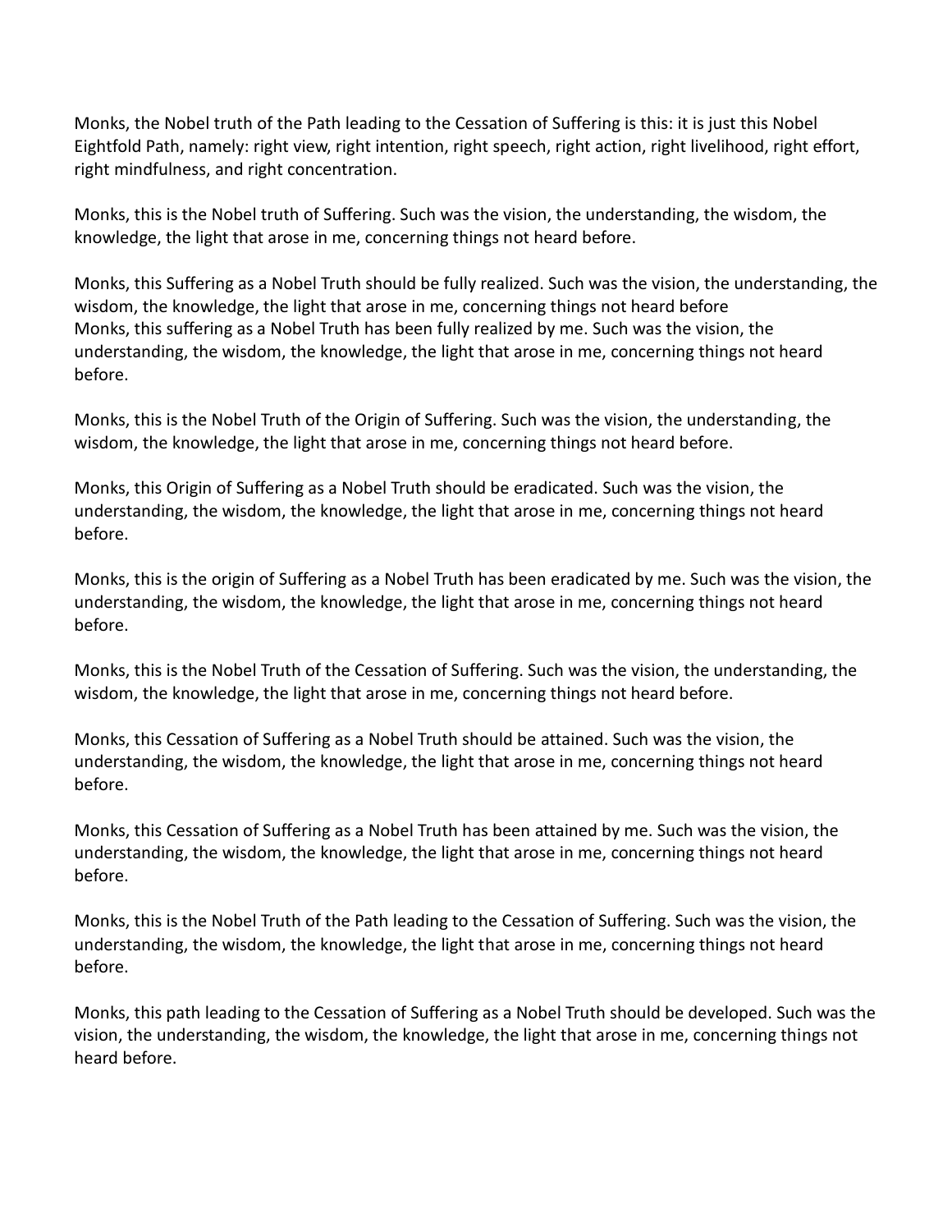Monks, the Nobel truth of the Path leading to the Cessation of Suffering is this: it is just this Nobel Eightfold Path, namely: right view, right intention, right speech, right action, right livelihood, right effort, right mindfulness, and right concentration.

Monks, this is the Nobel truth of Suffering. Such was the vision, the understanding, the wisdom, the knowledge, the light that arose in me, concerning things not heard before.

Monks, this Suffering as a Nobel Truth should be fully realized. Such was the vision, the understanding, the wisdom, the knowledge, the light that arose in me, concerning things not heard before
Monks, this suffering as a Nobel Truth has been fully realized by me. Such was the vision, the understanding, the wisdom, the knowledge, the light that arose in me, concerning things not heard before.

Monks, this is the Nobel Truth of the Origin of Suffering. Such was the vision, the understanding, the wisdom, the knowledge, the light that arose in me, concerning things not heard before.

Monks, this Origin of Suffering as a Nobel Truth should be eradicated. Such was the vision, the understanding, the wisdom, the knowledge, the light that arose in me, concerning things not heard before.

Monks, this is the origin of Suffering as a Nobel Truth has been eradicated by me. Such was the vision, the understanding, the wisdom, the knowledge, the light that arose in me, concerning things not heard before.

Monks, this is the Nobel Truth of the Cessation of Suffering. Such was the vision, the understanding, the wisdom, the knowledge, the light that arose in me, concerning things not heard before.

Monks, this Cessation of Suffering as a Nobel Truth should be attained. Such was the vision, the understanding, the wisdom, the knowledge, the light that arose in me, concerning things not heard before.

Monks, this Cessation of Suffering as a Nobel Truth has been attained by me. Such was the vision, the understanding, the wisdom, the knowledge, the light that arose in me, concerning things not heard before.

Monks, this is the Nobel Truth of the Path leading to the Cessation of Suffering. Such was the vision, the understanding, the wisdom, the knowledge, the light that arose in me, concerning things not heard before.

Monks, this path leading to the Cessation of Suffering as a Nobel Truth should be developed. Such was the vision, the understanding, the wisdom, the knowledge, the light that arose in me, concerning things not heard before.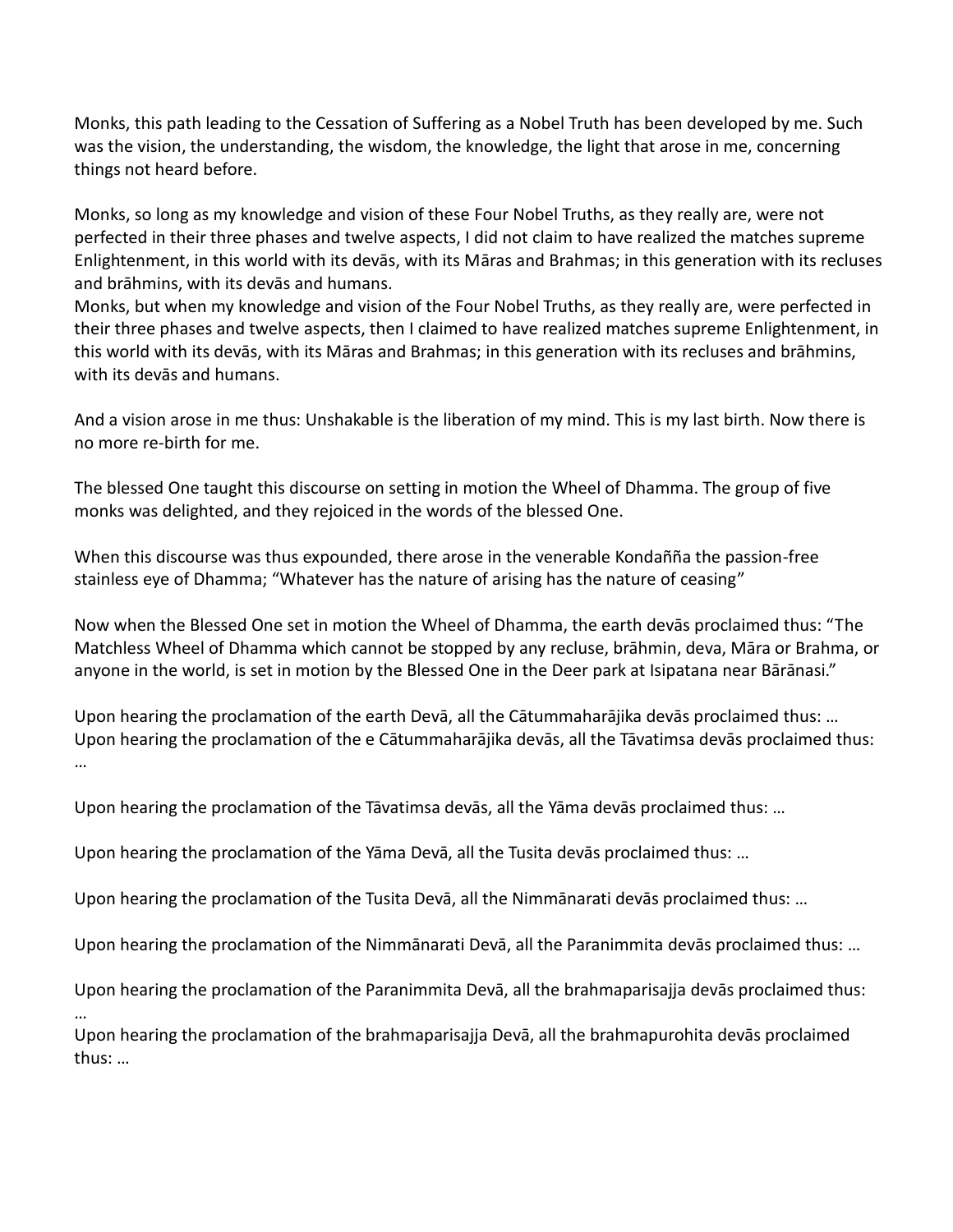Monks, this path leading to the Cessation of Suffering as a Nobel Truth has been developed by me. Such was the vision, the understanding, the wisdom, the knowledge, the light that arose in me, concerning things not heard before.

Monks, so long as my knowledge and vision of these Four Nobel Truths, as they really are, were not perfected in their three phases and twelve aspects, I did not claim to have realized the matches supreme Enlightenment, in this world with its devās, with its Māras and Brahmas; in this generation with its recluses and brāhmins, with its devās and humans.
Monks, but when my knowledge and vision of the Four Nobel Truths, as they really are, were perfected in their three phases and twelve aspects, then I claimed to have realized matches supreme Enlightenment, in this world with its devās, with its Māras and Brahmas; in this generation with its recluses and brāhmins, with its devās and humans.

And a vision arose in me thus: Unshakable is the liberation of my mind. This is my last birth. Now there is no more re-birth for me.

The blessed One taught this discourse on setting in motion the Wheel of Dhamma. The group of five monks was delighted, and they rejoiced in the words of the blessed One.

When this discourse was thus expounded, there arose in the venerable Kondañña the passion-free stainless eye of Dhamma; "Whatever has the nature of arising has the nature of ceasing"

Now when the Blessed One set in motion the Wheel of Dhamma, the earth devās proclaimed thus: "The Matchless Wheel of Dhamma which cannot be stopped by any recluse, brāhmin, deva, Māra or Brahma, or anyone in the world, is set in motion by the Blessed One in the Deer park at Isipatana near Bārānasi."

Upon hearing the proclamation of the earth Devā, all the Cātummahārājika devās proclaimed thus: …
Upon hearing the proclamation of the e Cātummahārājika devās, all the Tāvatimsa devās proclaimed thus: …

Upon hearing the proclamation of the Tāvatimsa devās, all the Yāma devās proclaimed thus: …

Upon hearing the proclamation of the Yāma Devā, all the Tusita devās proclaimed thus: …

Upon hearing the proclamation of the Tusita Devā, all the Nimmānarati devās proclaimed thus: …

Upon hearing the proclamation of the Nimmānarati Devā, all the Paranimmita devās proclaimed thus: …

Upon hearing the proclamation of the Paranimmita Devā, all the brahmaparisajja devās proclaimed thus: …
Upon hearing the proclamation of the brahmaparisajja Devā, all the brahmapurohita devās proclaimed thus: …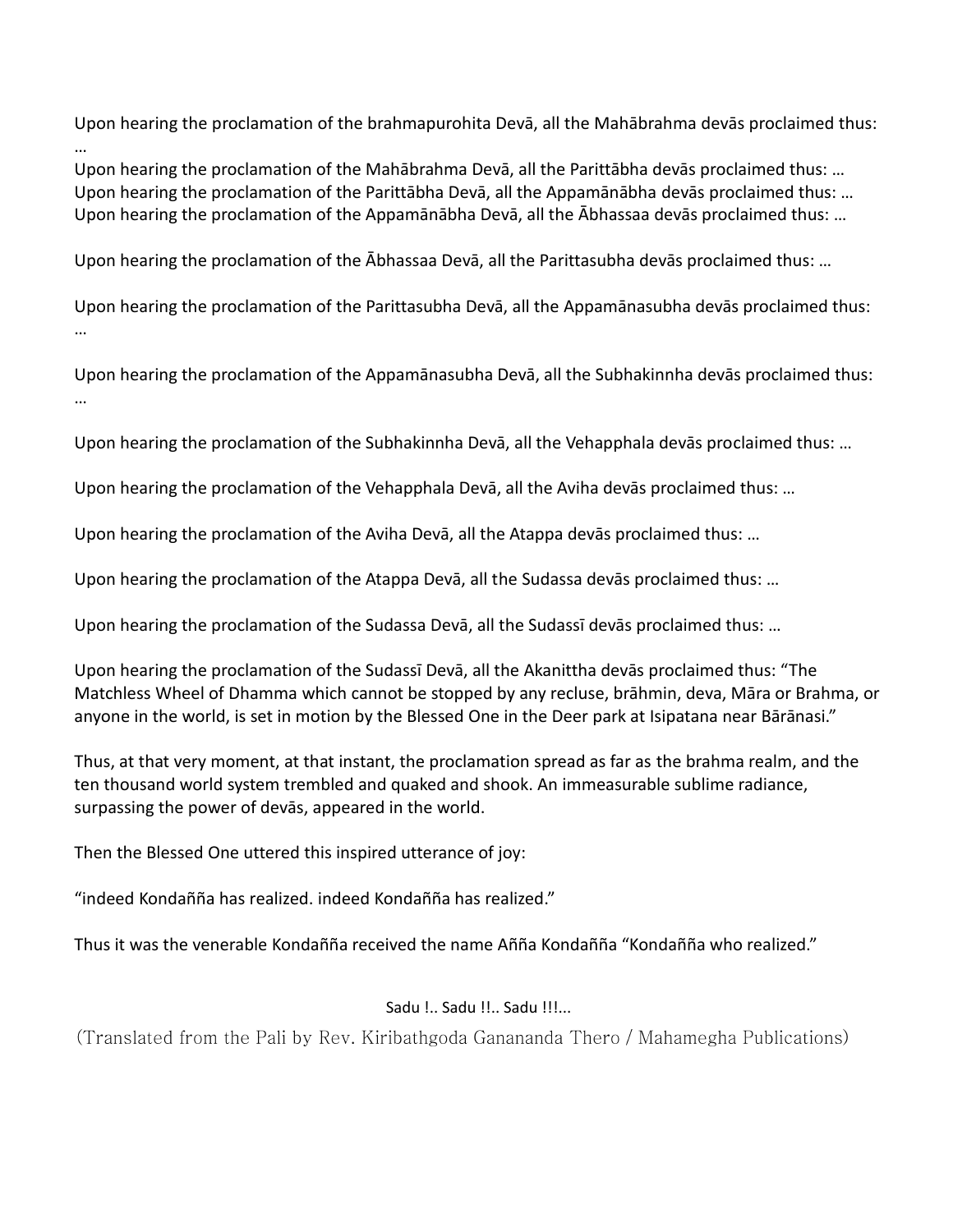Upon hearing the proclamation of the brahmapurohita Devā, all the Mahābrahma devās proclaimed thus: …

Upon hearing the proclamation of the Mahābrahma Devā, all the Parittābha devās proclaimed thus: …
Upon hearing the proclamation of the Parittābha Devā, all the Appamānābha devās proclaimed thus: …
Upon hearing the proclamation of the Appamānābha Devā, all the Ābhassaa devās proclaimed thus: …

Upon hearing the proclamation of the Ābhassaa Devā, all the Parittasubha devās proclaimed thus: …

Upon hearing the proclamation of the Parittasubha Devā, all the Appamānasubha devās proclaimed thus: …

Upon hearing the proclamation of the Appamānasubha Devā, all the Subhakinnha devās proclaimed thus: …

Upon hearing the proclamation of the Subhakinnha Devā, all the Vehapphala devās proclaimed thus: …

Upon hearing the proclamation of the Vehapphala Devā, all the Aviha devās proclaimed thus: …

Upon hearing the proclamation of the Aviha Devā, all the Atappa devās proclaimed thus: …

Upon hearing the proclamation of the Atappa Devā, all the Sudassa devās proclaimed thus: …

Upon hearing the proclamation of the Sudassa Devā, all the Sudassī devās proclaimed thus: …

Upon hearing the proclamation of the Sudassī Devā, all the Akanittha devās proclaimed thus: "The Matchless Wheel of Dhamma which cannot be stopped by any recluse, brāhmin, deva, Māra or Brahma, or anyone in the world, is set in motion by the Blessed One in the Deer park at Isipatana near Bārānasi."

Thus, at that very moment, at that instant, the proclamation spread as far as the brahma realm, and the ten thousand world system trembled and quaked and shook. An immeasurable sublime radiance, surpassing the power of devās, appeared in the world.

Then the Blessed One uttered this inspired utterance of joy:

"indeed Kondañña has realized. indeed Kondañña has realized."

Thus it was the venerable Kondañña received the name Añña Kondañña "Kondañña who realized."

Sadu !.. Sadu !!.. Sadu !!!...

(Translated from the Pali by Rev. Kiribathgoda Ganananda Thero / Mahamegha Publications)